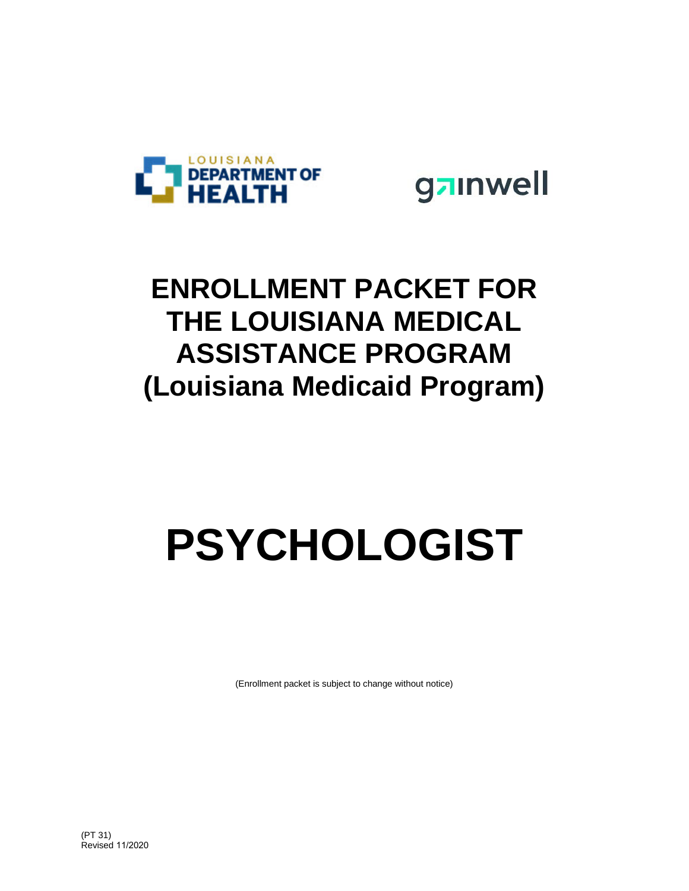LOUISIANA DEPARTMENT OF HEALTH

gainwell

# ENROLLMENT PACKET FOR THE LOUISIANA MEDICAL ASSISTANCE PROGRAM (Louisiana Medicaid Program)

# PSYCHOLOGIST

(Enrollment packet is subject to change without notice)

(PT 31)
Revised 11/2020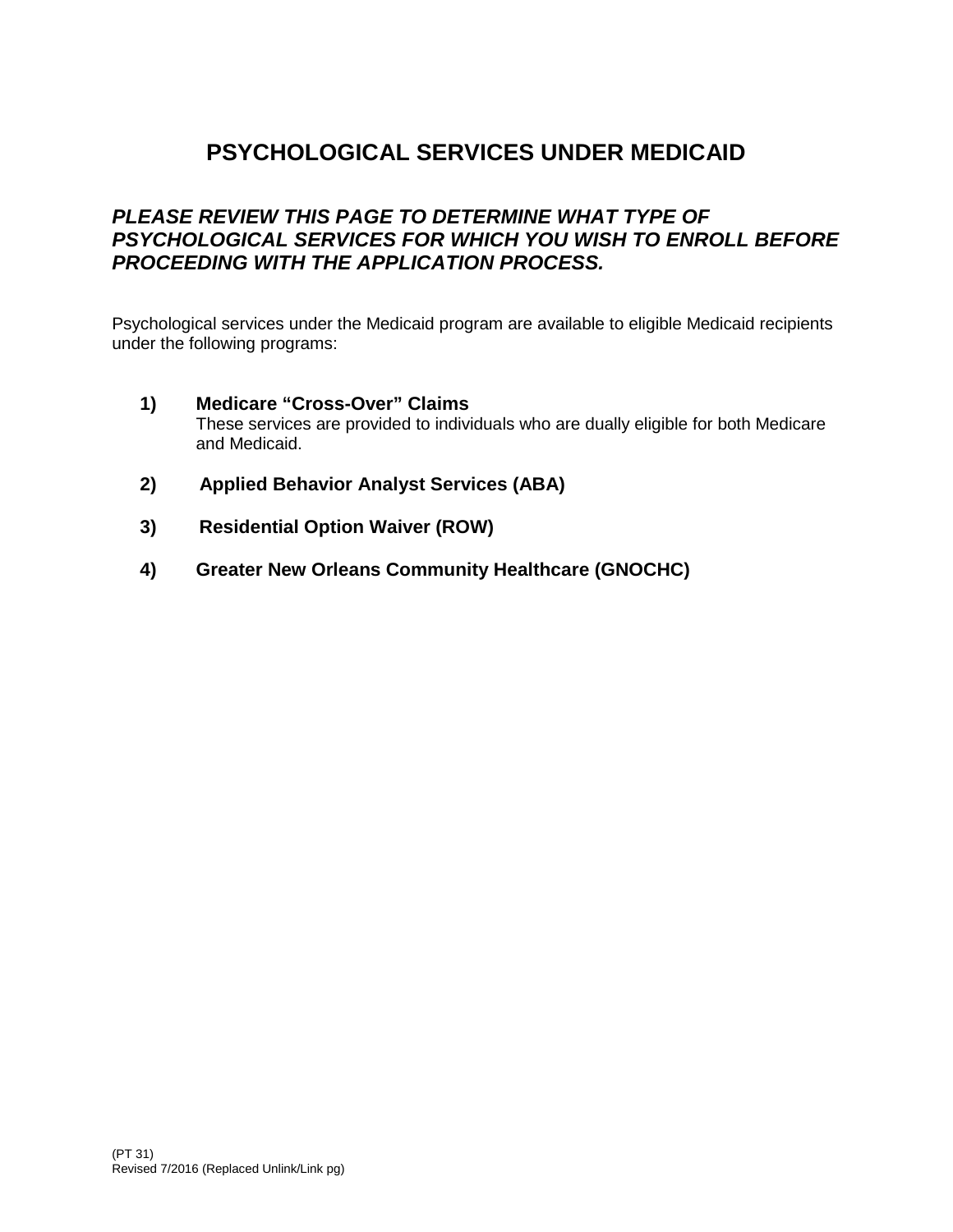# PSYCHOLOGICAL SERVICES UNDER MEDICAID

***PLEASE REVIEW THIS PAGE TO DETERMINE WHAT TYPE OF PSYCHOLOGICAL SERVICES FOR WHICH YOU WISH TO ENROLL BEFORE PROCEEDING WITH THE APPLICATION PROCESS.***

Psychological services under the Medicaid program are available to eligible Medicaid recipients under the following programs:

1) **Medicare "Cross-Over" Claims**
   These services are provided to individuals who are dually eligible for both Medicare and Medicaid.

2) **Applied Behavior Analyst Services (ABA)**

3) **Residential Option Waiver (ROW)**

4) **Greater New Orleans Community Healthcare (GNOCHC)**

(PT 31)
Revised 7/2016 (Replaced Unlink/Link pg)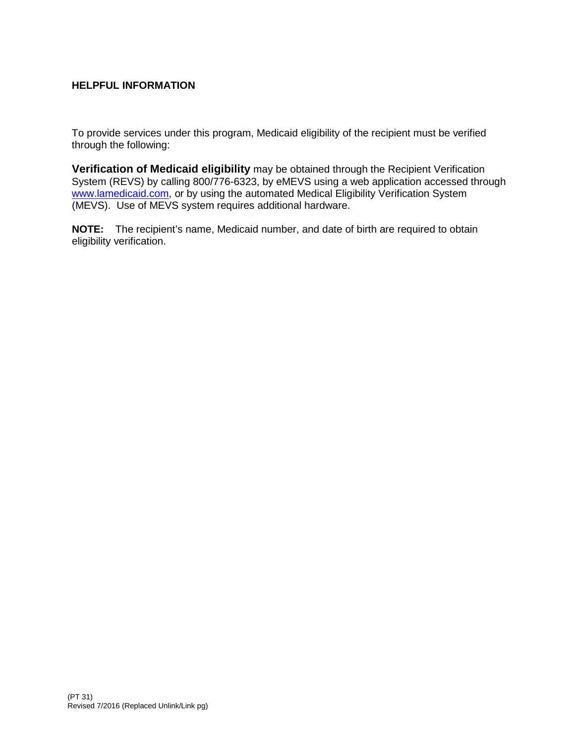## HELPFUL INFORMATION

To provide services under this program, Medicaid eligibility of the recipient must be verified through the following:

**Verification of Medicaid eligibility** may be obtained through the Recipient Verification System (REVS) by calling 800/776-6323, by eMEVS using a web application accessed through www.lamedicaid.com, or by using the automated Medical Eligibility Verification System (MEVS). Use of MEVS system requires additional hardware.

**NOTE:** The recipient's name, Medicaid number, and date of birth are required to obtain eligibility verification.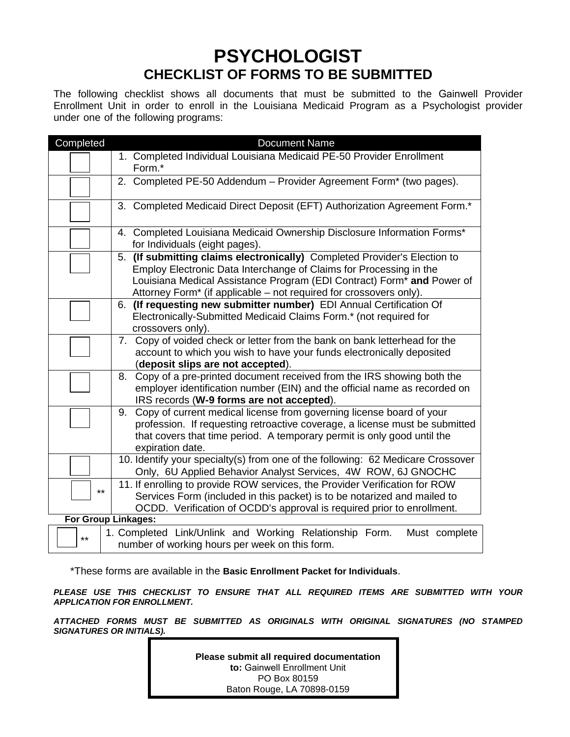# PSYCHOLOGIST

## CHECKLIST OF FORMS TO BE SUBMITTED

The following checklist shows all documents that must be submitted to the Gainwell Provider Enrollment Unit in order to enroll in the Louisiana Medicaid Program as a Psychologist provider under one of the following programs:

| Completed | Document Name |
|---|---|
| ☐ | 1. Completed Individual Louisiana Medicaid PE-50 Provider Enrollment Form.* |
| ☐ | 2. Completed PE-50 Addendum – Provider Agreement Form* (two pages). |
| ☐ | 3. Completed Medicaid Direct Deposit (EFT) Authorization Agreement Form.* |
| ☐ | 4. Completed Louisiana Medicaid Ownership Disclosure Information Forms* for Individuals (eight pages). |
| ☐ | 5. **(If submitting claims electronically)** Completed Provider's Election to Employ Electronic Data Interchange of Claims for Processing in the Louisiana Medical Assistance Program (EDI Contract) Form* **and** Power of Attorney Form* (if applicable – not required for crossovers only). |
| ☐ | 6. **(If requesting new submitter number)** EDI Annual Certification Of Electronically-Submitted Medicaid Claims Form.* (not required for crossovers only). |
| ☐ | 7. Copy of voided check or letter from the bank on bank letterhead for the account to which you wish to have your funds electronically deposited (**deposit slips are not accepted**). |
| ☐ | 8. Copy of a pre-printed document received from the IRS showing both the employer identification number (EIN) and the official name as recorded on IRS records (**W-9 forms are not accepted**). |
| ☐ | 9. Copy of current medical license from governing license board of your profession. If requesting retroactive coverage, a license must be submitted that covers that time period. A temporary permit is only good until the expiration date. |
| ☐ | 10. Identify your specialty(s) from one of the following: 62 Medicare Crossover Only, 6U Applied Behavior Analyst Services, 4W ROW, 6J GNOCHC |
| ☐ ** | 11. If enrolling to provide ROW services, the Provider Verification for ROW Services Form (included in this packet) is to be notarized and mailed to OCDD. Verification of OCDD's approval is required prior to enrollment. |
| **For Group Linkages:** | |
| ☐ ** | 1. Completed Link/Unlink and Working Relationship Form. Must complete number of working hours per week on this form. |

*These forms are available in the **Basic Enrollment Packet for Individuals**.

***PLEASE USE THIS CHECKLIST TO ENSURE THAT ALL REQUIRED ITEMS ARE SUBMITTED WITH YOUR APPLICATION FOR ENROLLMENT.***

***ATTACHED FORMS MUST BE SUBMITTED AS ORIGINALS WITH ORIGINAL SIGNATURES (NO STAMPED SIGNATURES OR INITIALS).***

**Please submit all required documentation to:** Gainwell Enrollment Unit
PO Box 80159
Baton Rouge, LA 70898-0159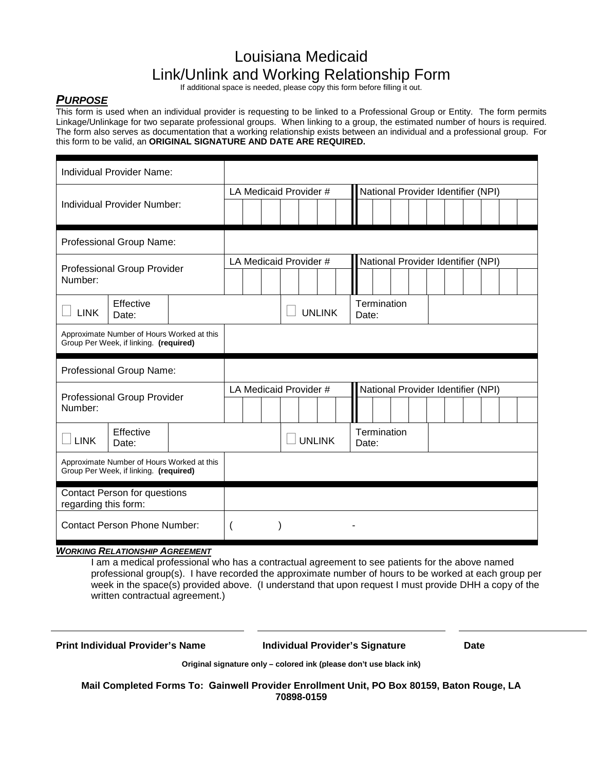# Louisiana Medicaid
# Link/Unlink and Working Relationship Form

If additional space is needed, please copy this form before filling it out.

## *PURPOSE*

This form is used when an individual provider is requesting to be linked to a Professional Group or Entity. The form permits Linkage/Unlinkage for two separate professional groups. When linking to a group, the estimated number of hours is required. The form also serves as documentation that a working relationship exists between an individual and a professional group. For this form to be valid, an **ORIGINAL SIGNATURE AND DATE ARE REQUIRED.**

| | | |
|---|---|---|
| Individual Provider Name: | | |
| Individual Provider Number: | LA Medicaid Provider # | National Provider Identifier (NPI) |
| Professional Group Name: | | |
| Professional Group Provider Number: | LA Medicaid Provider # | National Provider Identifier (NPI) |
| ☐ LINK Effective Date: | ☐ UNLINK | Termination Date: |
| Approximate Number of Hours Worked at this Group Per Week, if linking. **(required)** | | |
| Professional Group Name: | | |
| Professional Group Provider Number: | LA Medicaid Provider # | National Provider Identifier (NPI) |
| ☐ LINK Effective Date: | ☐ UNLINK | Termination Date: |
| Approximate Number of Hours Worked at this Group Per Week, if linking. **(required)** | | |
| Contact Person for questions regarding this form: | | |
| Contact Person Phone Number: | (        )        - | |

***WORKING RELATIONSHIP AGREEMENT***

I am a medical professional who has a contractual agreement to see patients for the above named professional group(s). I have recorded the approximate number of hours to be worked at each group per week in the space(s) provided above. (I understand that upon request I must provide DHH a copy of the written contractual agreement.)

| **Print Individual Provider's Name** | **Individual Provider's Signature** | **Date** |
|---|---|---|
| | | |

**Original signature only – colored ink (please don't use black ink)**

**Mail Completed Forms To: Gainwell Provider Enrollment Unit, PO Box 80159, Baton Rouge, LA 70898-0159**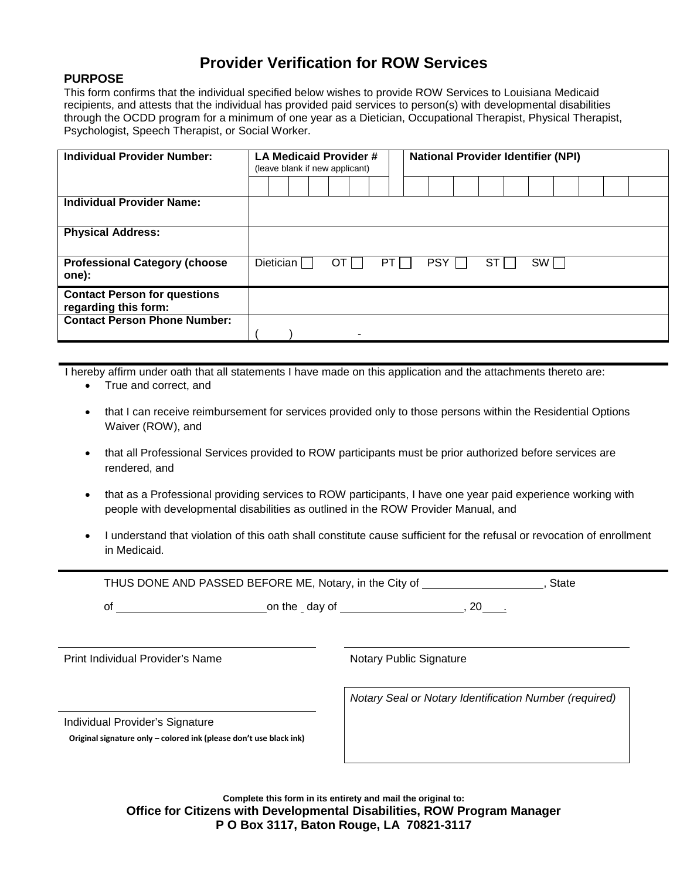# Provider Verification for ROW Services

**PURPOSE**

This form confirms that the individual specified below wishes to provide ROW Services to Louisiana Medicaid recipients, and attests that the individual has provided paid services to person(s) with developmental disabilities through the OCDD program for a minimum of one year as a Dietician, Occupational Therapist, Physical Therapist, Psychologist, Speech Therapist, or Social Worker.

| | | |
|---|---|---|
| **Individual Provider Number:** | **LA Medicaid Provider #** (leave blank if new applicant) | **National Provider Identifier (NPI)** |
| **Individual Provider Name:** | | |
| **Physical Address:** | | |
| **Professional Category (choose one):** | Dietician ☐ OT ☐ PT ☐ PSY ☐ ST ☐ SW ☐ | |
| **Contact Person for questions regarding this form:** | | |
| **Contact Person Phone Number:** | ( ) - | |

I hereby affirm under oath that all statements I have made on this application and the attachments thereto are:

- True and correct, and
- that I can receive reimbursement for services provided only to those persons within the Residential Options Waiver (ROW), and
- that all Professional Services provided to ROW participants must be prior authorized before services are rendered, and
- that as a Professional providing services to ROW participants, I have one year paid experience working with people with developmental disabilities as outlined in the ROW Provider Manual, and
- I understand that violation of this oath shall constitute cause sufficient for the refusal or revocation of enrollment in Medicaid.

THUS DONE AND PASSED BEFORE ME, Notary, in the City of ____________________, State of ________________________ on the _ day of ____________________, 20___.

______________________________
Print Individual Provider's Name

______________________________
Notary Public Signature

*Notary Seal or Notary Identification Number (required)*

______________________________
Individual Provider's Signature

**Original signature only – colored ink (please don't use black ink)**

**Complete this form in its entirety and mail the original to:**

**Office for Citizens with Developmental Disabilities, ROW Program Manager**
**P O Box 3117, Baton Rouge, LA 70821-3117**